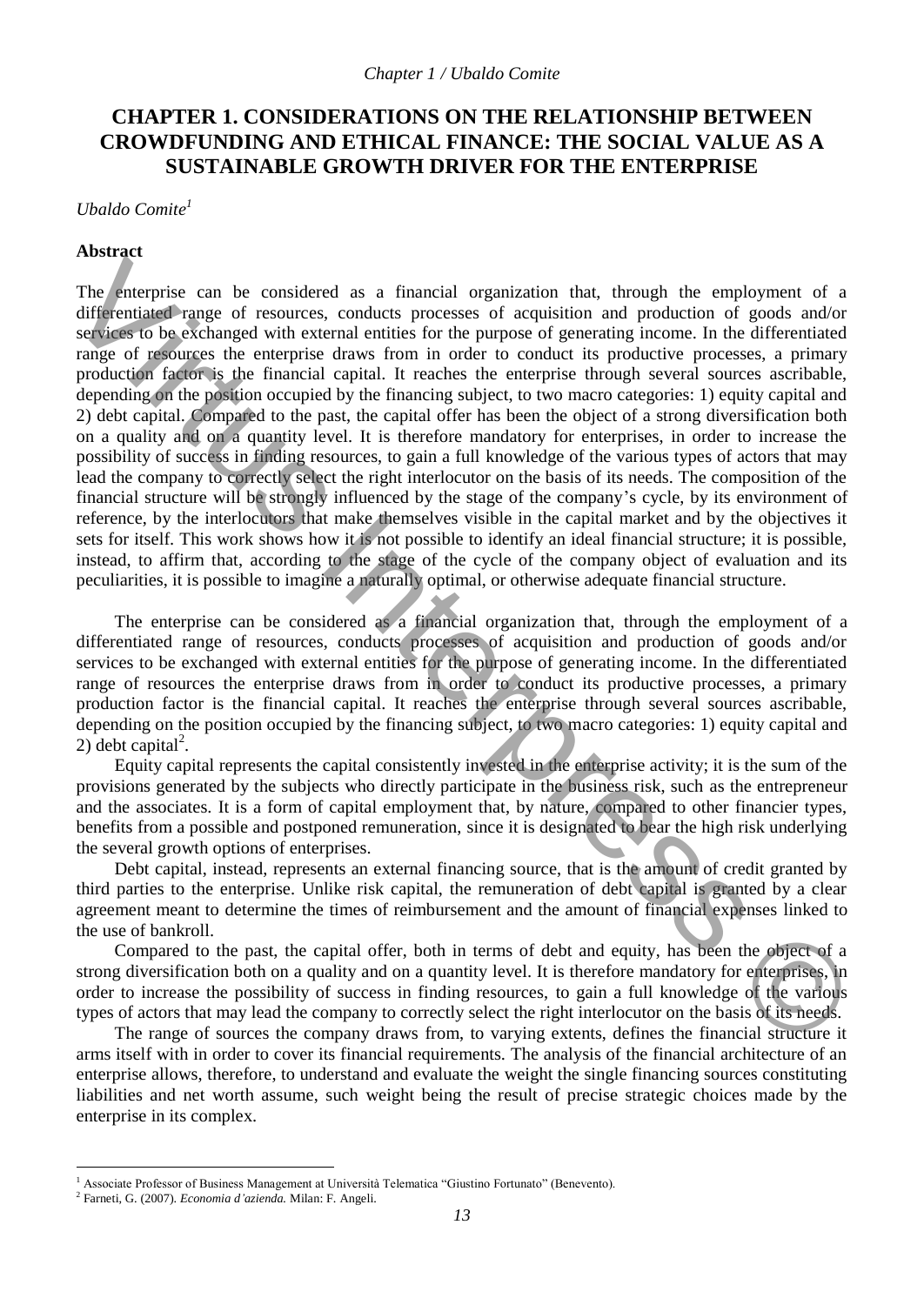# CHAPTER 1. CONSIDERATIONS ON THE RELATIONSHIP BETWEEN CROWDFUNDING AND ETHICAL FINANCE: THE SOCIAL VALUE AS A SUSTAINABLE GROWTH DRIVER FOR THE ENTERPRISE

*Ubaldo Comite*[1]

**Abstract**

The enterprise can be considered as a financial organization that, through the employment of a differentiated range of resources, conducts processes of acquisition and production of goods and/or services to be exchanged with external entities for the purpose of generating income. In the differentiated range of resources the enterprise draws from in order to conduct its productive processes, a primary production factor is the financial capital. It reaches the enterprise through several sources ascribable, depending on the position occupied by the financing subject, to two macro categories: 1) equity capital and 2) debt capital. Compared to the past, the capital offer has been the object of a strong diversification both on a quality and on a quantity level. It is therefore mandatory for enterprises, in order to increase the possibility of success in finding resources, to gain a full knowledge of the various types of actors that may lead the company to correctly select the right interlocutor on the basis of its needs. The composition of the financial structure will be strongly influenced by the stage of the company's cycle, by its environment of reference, by the interlocutors that make themselves visible in the capital market and by the objectives it sets for itself. This work shows how it is not possible to identify an ideal financial structure; it is possible, instead, to affirm that, according to the stage of the cycle of the company object of evaluation and its peculiarities, it is possible to imagine a naturally optimal, or otherwise adequate financial structure.

The enterprise can be considered as a financial organization that, through the employment of a differentiated range of resources, conducts processes of acquisition and production of goods and/or services to be exchanged with external entities for the purpose of generating income. In the differentiated range of resources the enterprise draws from in order to conduct its productive processes, a primary production factor is the financial capital. It reaches the enterprise through several sources ascribable, depending on the position occupied by the financing subject, to two macro categories: 1) equity capital and 2) debt capital[2].

Equity capital represents the capital consistently invested in the enterprise activity; it is the sum of the provisions generated by the subjects who directly participate in the business risk, such as the entrepreneur and the associates. It is a form of capital employment that, by nature, compared to other financier types, benefits from a possible and postponed remuneration, since it is designated to bear the high risk underlying the several growth options of enterprises.

Debt capital, instead, represents an external financing source, that is the amount of credit granted by third parties to the enterprise. Unlike risk capital, the remuneration of debt capital is granted by a clear agreement meant to determine the times of reimbursement and the amount of financial expenses linked to the use of bankroll.

Compared to the past, the capital offer, both in terms of debt and equity, has been the object of a strong diversification both on a quality and on a quantity level. It is therefore mandatory for enterprises, in order to increase the possibility of success in finding resources, to gain a full knowledge of the various types of actors that may lead the company to correctly select the right interlocutor on the basis of its needs.

The range of sources the company draws from, to varying extents, defines the financial structure it arms itself with in order to cover its financial requirements. The analysis of the financial architecture of an enterprise allows, therefore, to understand and evaluate the weight the single financing sources constituting liabilities and net worth assume, such weight being the result of precise strategic choices made by the enterprise in its complex.

---

[1] Associate Professor of Business Management at Università Telematica "Giustino Fortunato" (Benevento).

[2] Farneti, G. (2007). *Economia d'azienda.* Milan: F. Angeli.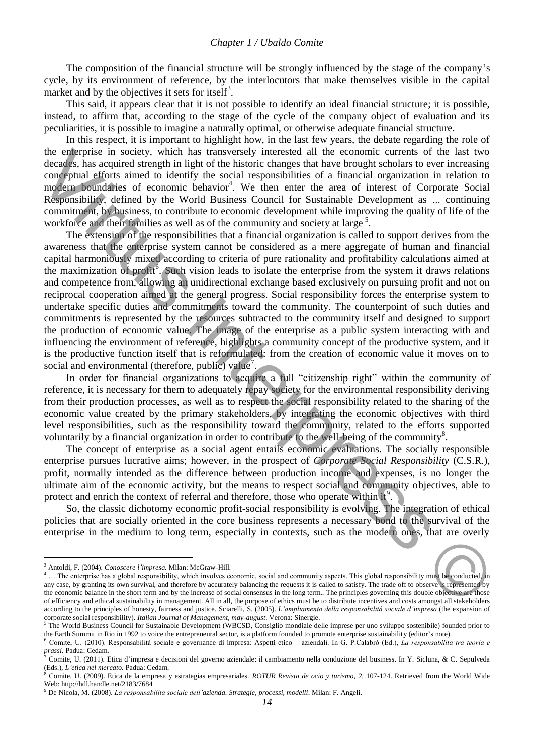The composition of the financial structure will be strongly influenced by the stage of the company's cycle, by its environment of reference, by the interlocutors that make themselves visible in the capital market and by the objectives it sets for itself[3].

This said, it appears clear that it is not possible to identify an ideal financial structure; it is possible, instead, to affirm that, according to the stage of the cycle of the company object of evaluation and its peculiarities, it is possible to imagine a naturally optimal, or otherwise adequate financial structure.

In this respect, it is important to highlight how, in the last few years, the debate regarding the role of the enterprise in society, which has transversely interested all the economic currents of the last two decades, has acquired strength in light of the historic changes that have brought scholars to ever increasing conceptual efforts aimed to identify the social responsibilities of a financial organization in relation to modern boundaries of economic behavior[4]. We then enter the area of interest of Corporate Social Responsibility, defined by the World Business Council for Sustainable Development as ... continuing commitment, by business, to contribute to economic development while improving the quality of life of the workforce and their families as well as of the community and society at large [5].

The extension of the responsibilities that a financial organization is called to support derives from the awareness that the enterprise system cannot be considered as a mere aggregate of human and financial capital harmoniously mixed according to criteria of pure rationality and profitability calculations aimed at the maximization of profit[6]. Such vision leads to isolate the enterprise from the system it draws relations and competence from, allowing an unidirectional exchange based exclusively on pursuing profit and not on reciprocal cooperation aimed at the general progress. Social responsibility forces the enterprise system to undertake specific duties and commitments toward the community. The counterpoint of such duties and commitments is represented by the resources subtracted to the community itself and designed to support the production of economic value. The image of the enterprise as a public system interacting with and influencing the environment of reference, highlights a community concept of the productive system, and it is the productive function itself that is reformulated: from the creation of economic value it moves on to social and environmental (therefore, public) value[7].

In order for financial organizations to acquire a full "citizenship right" within the community of reference, it is necessary for them to adequately repay society for the environmental responsibility deriving from their production processes, as well as to respect the social responsibility related to the sharing of the economic value created by the primary stakeholders, by integrating the economic objectives with third level responsibilities, such as the responsibility toward the community, related to the efforts supported voluntarily by a financial organization in order to contribute to the well-being of the community[8].

The concept of enterprise as a social agent entails economic evaluations. The socially responsible enterprise pursues lucrative aims; however, in the prospect of *Corporate Social Responsibility* (C.S.R.), profit, normally intended as the difference between production income and expenses, is no longer the ultimate aim of the economic activity, but the means to respect social and community objectives, able to protect and enrich the context of referral and therefore, those who operate within it[9].

So, the classic dichotomy economic profit-social responsibility is evolving. The integration of ethical policies that are socially oriented in the core business represents a necessary bond to the survival of the enterprise in the medium to long term, especially in contexts, such as the modern ones, that are overly

---

[3] Antoldi, F. (2004). *Conoscere l'impresa.* Milan: McGraw-Hill.

[4] … The enterprise has a global responsibility, which involves economic, social and community aspects. This global responsibility must be conducted, in any case, by granting its own survival, and therefore by accurately balancing the requests it is called to satisfy. The trade off to observe is represented by the economic balance in the short term and by the increase of social consensus in the long term.. The principles governing this double objective are those of efficiency and ethical sustainability in management. All in all, the purpose of ethics must be to distribute incentives and costs amongst all stakeholders according to the principles of honesty, fairness and justice. Sciarelli, S. (2005). *L'ampliamento della responsabilità sociale d'impresa* (the expansion of corporate social responsibility). *Italian Journal of Management, may-august*. Verona: Sinergie.

[5] The World Business Council for Sustainable Development (WBCSD, Consiglio mondiale delle imprese per uno sviluppo sostenibile) founded prior to the Earth Summit in Rio in 1992 to voice the entrepreneurial sector, is a platform founded to promote enterprise sustainability (editor's note).

[6] Comite, U. (2010). Responsabilità sociale e governance di impresa: Aspetti etico – aziendali. In G. P.Calabrò (Ed.), *La responsabilità tra teoria e prassi.* Padua: Cedam.

[7] Comite, U. (2011). Etica d'impresa e decisioni del governo aziendale: il cambiamento nella conduzione del business. In Y. Sicluna, & C. Sepulveda (Eds.), *L'etica nel mercato.* Padua: Cedam.

[8] Comite, U. (2009). Etica de la empresa y estrategias empresariales. *ROTUR Revista de ocio y turismo, 2*, 107-124. Retrieved from the World Wide Web: http://hdl.handle.net/2183/7684

[9] De Nicola, M. (2008). *La responsabilità sociale dell'azienda. Strategie, processi, modelli*. Milan: F. Angeli.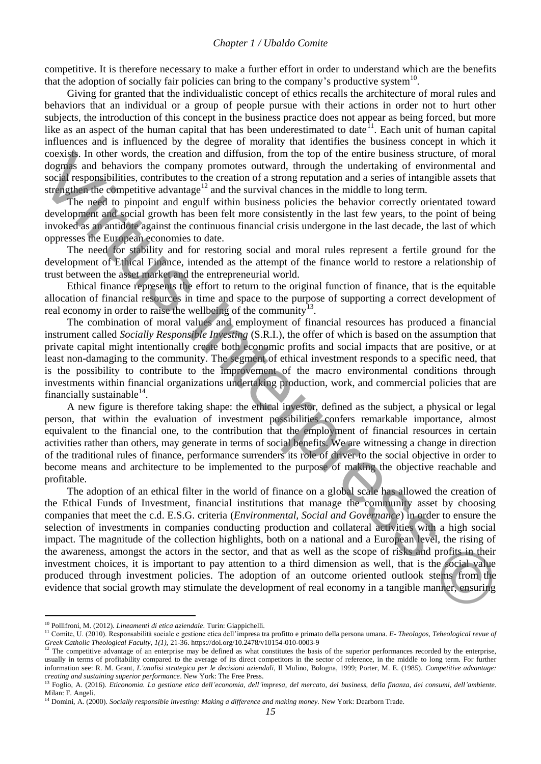competitive. It is therefore necessary to make a further effort in order to understand which are the benefits that the adoption of socially fair policies can bring to the company's productive system[10].

Giving for granted that the individualistic concept of ethics recalls the architecture of moral rules and behaviors that an individual or a group of people pursue with their actions in order not to hurt other subjects, the introduction of this concept in the business practice does not appear as being forced, but more like as an aspect of the human capital that has been underestimated to date[11]. Each unit of human capital influences and is influenced by the degree of morality that identifies the business concept in which it coexists. In other words, the creation and diffusion, from the top of the entire business structure, of moral dogmas and behaviors the company promotes outward, through the undertaking of environmental and social responsibilities, contributes to the creation of a strong reputation and a series of intangible assets that strengthen the competitive advantage[12] and the survival chances in the middle to long term.

The need to pinpoint and engulf within business policies the behavior correctly orientated toward development and social growth has been felt more consistently in the last few years, to the point of being invoked as an antidote against the continuous financial crisis undergone in the last decade, the last of which oppresses the European economies to date.

The need for stability and for restoring social and moral rules represent a fertile ground for the development of Ethical Finance, intended as the attempt of the finance world to restore a relationship of trust between the asset market and the entrepreneurial world.

Ethical finance represents the effort to return to the original function of finance, that is the equitable allocation of financial resources in time and space to the purpose of supporting a correct development of real economy in order to raise the wellbeing of the community[13].

The combination of moral values and employment of financial resources has produced a financial instrument called *Socially Responsible Investing* (S.R.I.), the offer of which is based on the assumption that private capital might intentionally create both economic profits and social impacts that are positive, or at least non-damaging to the community. The segment of ethical investment responds to a specific need, that is the possibility to contribute to the improvement of the macro environmental conditions through investments within financial organizations undertaking production, work, and commercial policies that are financially sustainable[14].

A new figure is therefore taking shape: the ethical investor, defined as the subject, a physical or legal person, that within the evaluation of investment possibilities confers remarkable importance, almost equivalent to the financial one, to the contribution that the employment of financial resources in certain activities rather than others, may generate in terms of social benefits. We are witnessing a change in direction of the traditional rules of finance, performance surrenders its role of driver to the social objective in order to become means and architecture to be implemented to the purpose of making the objective reachable and profitable.

The adoption of an ethical filter in the world of finance on a global scale has allowed the creation of the Ethical Funds of Investment, financial institutions that manage the community asset by choosing companies that meet the c.d. E.S.G. criteria (*Environmental, Social and Governance*) in order to ensure the selection of investments in companies conducting production and collateral activities with a high social impact. The magnitude of the collection highlights, both on a national and a European level, the rising of the awareness, amongst the actors in the sector, and that as well as the scope of risks and profits in their investment choices, it is important to pay attention to a third dimension as well, that is the social value produced through investment policies. The adoption of an outcome oriented outlook stems from the evidence that social growth may stimulate the development of real economy in a tangible manner, ensuring

---

[10] Pollifroni, M. (2012). *Lineamenti di etica aziendale*. Turin: Giappichelli.

[11] Comite, U. (2010). Responsabilità sociale e gestione etica dell'impresa tra profitto e primato della persona umana. *E- Theologos, Teheological revue of Greek Catholic Theological Faculty, 1(1)*, 21-36. https://doi.org/10.2478/v10154-010-0003-9

[12] The competitive advantage of an enterprise may be defined as what constitutes the basis of the superior performances recorded by the enterprise, usually in terms of profitability compared to the average of its direct competitors in the sector of reference, in the middle to long term. For further information see: R. M. Grant, *L'analisi strategica per le decisioni aziendali*, Il Mulino, Bologna, 1999; Porter, M. E. (1985). *Competitive advantage: creating and sustaining superior performance*. New York: The Free Press.

[13] Foglio, A. (2016). *Eticonomia. La gestione etica dell'economia, dell'impresa, del mercato, del business, della finanza, dei consumi, dell'ambiente.* Milan: F. Angeli.

[14] Domini, A. (2000). *Socially responsible investing: Making a difference and making money.* New York: Dearborn Trade.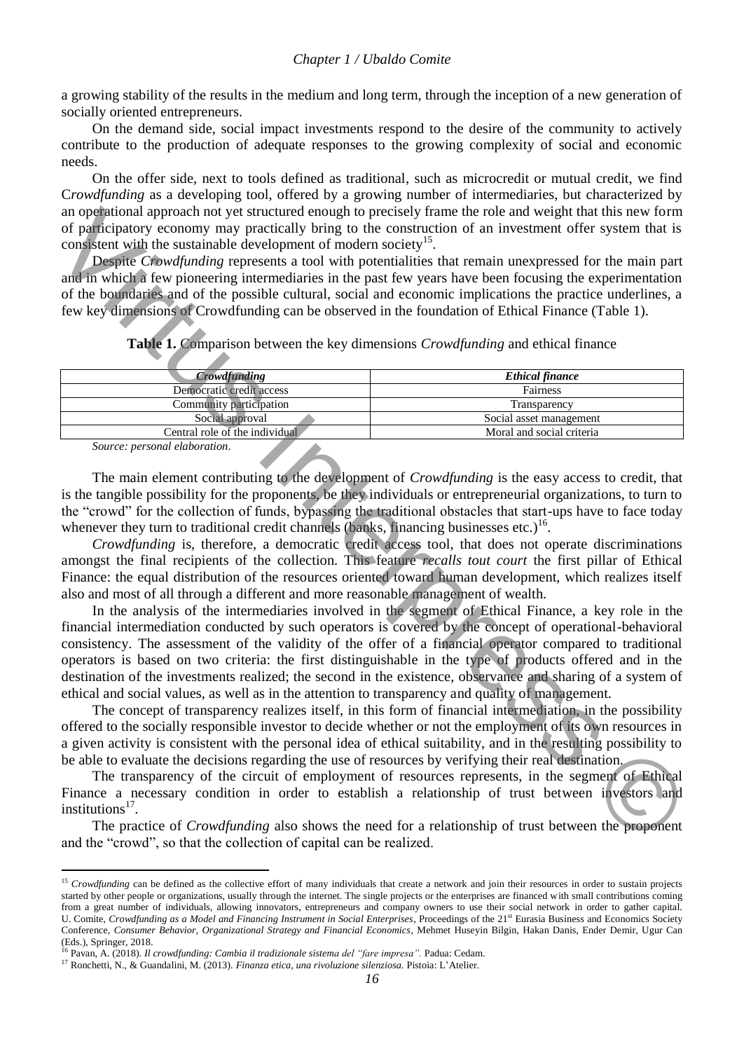a growing stability of the results in the medium and long term, through the inception of a new generation of socially oriented entrepreneurs.

On the demand side, social impact investments respond to the desire of the community to actively contribute to the production of adequate responses to the growing complexity of social and economic needs.

On the offer side, next to tools defined as traditional, such as microcredit or mutual credit, we find C*rowdfunding* as a developing tool, offered by a growing number of intermediaries, but characterized by an operational approach not yet structured enough to precisely frame the role and weight that this new form of participatory economy may practically bring to the construction of an investment offer system that is consistent with the sustainable development of modern society[15].

Despite *Crowdfunding* represents a tool with potentialities that remain unexpressed for the main part and in which a few pioneering intermediaries in the past few years have been focusing the experimentation of the boundaries and of the possible cultural, social and economic implications the practice underlines, a few key dimensions of Crowdfunding can be observed in the foundation of Ethical Finance (Table 1).

**Table 1.** Comparison between the key dimensions *Crowdfunding* and ethical finance

| *Crowdfunding* | *Ethical finance* |
|---|---|
| Democratic credit access | Fairness |
| Community participation | Transparency |
| Social approval | Social asset management |
| Central role of the individual | Moral and social criteria |

*Source: personal elaboration.*

The main element contributing to the development of *Crowdfunding* is the easy access to credit, that is the tangible possibility for the proponents, be they individuals or entrepreneurial organizations, to turn to the "crowd" for the collection of funds, bypassing the traditional obstacles that start-ups have to face today whenever they turn to traditional credit channels (banks, financing businesses etc.)[16].

*Crowdfunding* is, therefore, a democratic credit access tool, that does not operate discriminations amongst the final recipients of the collection. This feature *recalls tout court* the first pillar of Ethical Finance: the equal distribution of the resources oriented toward human development, which realizes itself also and most of all through a different and more reasonable management of wealth.

In the analysis of the intermediaries involved in the segment of Ethical Finance, a key role in the financial intermediation conducted by such operators is covered by the concept of operational-behavioral consistency. The assessment of the validity of the offer of a financial operator compared to traditional operators is based on two criteria: the first distinguishable in the type of products offered and in the destination of the investments realized; the second in the existence, observance and sharing of a system of ethical and social values, as well as in the attention to transparency and quality of management.

The concept of transparency realizes itself, in this form of financial intermediation, in the possibility offered to the socially responsible investor to decide whether or not the employment of its own resources in a given activity is consistent with the personal idea of ethical suitability, and in the resulting possibility to be able to evaluate the decisions regarding the use of resources by verifying their real destination.

The transparency of the circuit of employment of resources represents, in the segment of Ethical Finance a necessary condition in order to establish a relationship of trust between investors and institutions[17].

The practice of *Crowdfunding* also shows the need for a relationship of trust between the proponent and the "crowd", so that the collection of capital can be realized.

---

[15] *Crowdfunding* can be defined as the collective effort of many individuals that create a network and join their resources in order to sustain projects started by other people or organizations, usually through the internet. The single projects or the enterprises are financed with small contributions coming from a great number of individuals, allowing innovators, entrepreneurs and company owners to use their social network in order to gather capital. U. Comite, *Crowdfunding as a Model and Financing Instrument in Social Enterprises*, Proceedings of the 21st Eurasia Business and Economics Society Conference, *Consumer Behavior, Organizational Strategy and Financial Economics*, Mehmet Huseyin Bilgin, Hakan Danis, Ender Demir, Ugur Can (Eds.), Springer, 2018.

[16] Pavan, A. (2018). *Il crowdfunding: Cambia il tradizionale sistema del "fare impresa".* Padua: Cedam.

[17] Ronchetti, N., & Guandalini, M. (2013). *Finanza etica, una rivoluzione silenziosa.* Pistoia: L'Atelier.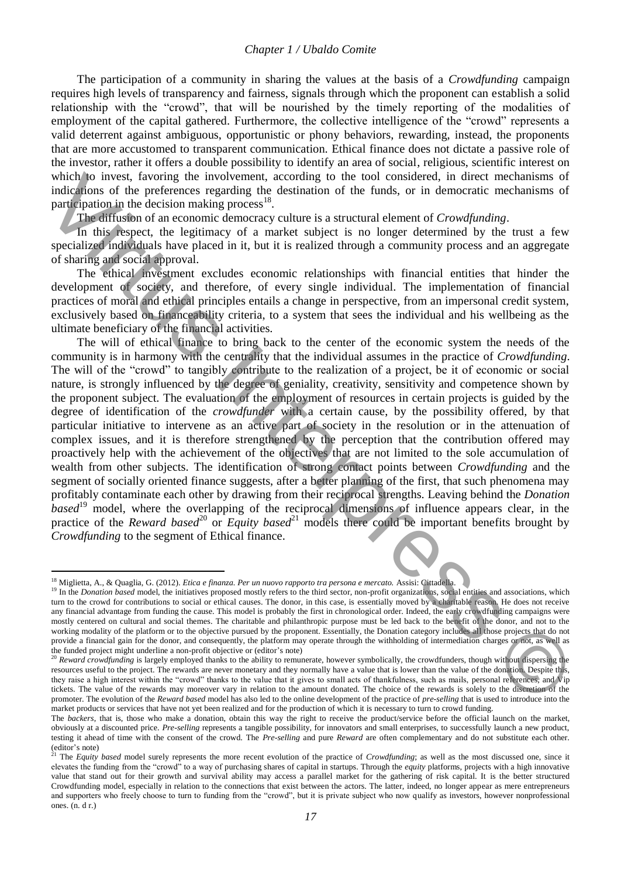The participation of a community in sharing the values at the basis of a *Crowdfunding* campaign requires high levels of transparency and fairness, signals through which the proponent can establish a solid relationship with the "crowd", that will be nourished by the timely reporting of the modalities of employment of the capital gathered. Furthermore, the collective intelligence of the "crowd" represents a valid deterrent against ambiguous, opportunistic or phony behaviors, rewarding, instead, the proponents that are more accustomed to transparent communication. Ethical finance does not dictate a passive role of the investor, rather it offers a double possibility to identify an area of social, religious, scientific interest on which to invest, favoring the involvement, according to the tool considered, in direct mechanisms of indications of the preferences regarding the destination of the funds, or in democratic mechanisms of participation in the decision making process[18].

The diffusion of an economic democracy culture is a structural element of *Crowdfunding*.

In this respect, the legitimacy of a market subject is no longer determined by the trust a few specialized individuals have placed in it, but it is realized through a community process and an aggregate of sharing and social approval.

The ethical investment excludes economic relationships with financial entities that hinder the development of society, and therefore, of every single individual. The implementation of financial practices of moral and ethical principles entails a change in perspective, from an impersonal credit system, exclusively based on financeability criteria, to a system that sees the individual and his wellbeing as the ultimate beneficiary of the financial activities.

The will of ethical finance to bring back to the center of the economic system the needs of the community is in harmony with the centrality that the individual assumes in the practice of *Crowdfunding*. The will of the "crowd" to tangibly contribute to the realization of a project, be it of economic or social nature, is strongly influenced by the degree of geniality, creativity, sensitivity and competence shown by the proponent subject. The evaluation of the employment of resources in certain projects is guided by the degree of identification of the *crowdfunder* with a certain cause, by the possibility offered, by that particular initiative to intervene as an active part of society in the resolution or in the attenuation of complex issues, and it is therefore strengthened by the perception that the contribution offered may proactively help with the achievement of the objectives that are not limited to the sole accumulation of wealth from other subjects. The identification of strong contact points between *Crowdfunding* and the segment of socially oriented finance suggests, after a better planning of the first, that such phenomena may profitably contaminate each other by drawing from their reciprocal strengths. Leaving behind the *Donation based*[19] model, where the overlapping of the reciprocal dimensions of influence appears clear, in the practice of the *Reward based*[20] or *Equity based*[21] models there could be important benefits brought by *Crowdfunding* to the segment of Ethical finance.

---

[18] Miglietta, A., & Quaglia, G. (2012). *Etica e finanza. Per un nuovo rapporto tra persona e mercato.* Assisi: Cittadella.

[19] In the *Donation based* model, the initiatives proposed mostly refers to the third sector, non-profit organizations, social entities and associations, which turn to the crowd for contributions to social or ethical causes. The donor, in this case, is essentially moved by a charitable reason. He does not receive any financial advantage from funding the cause. This model is probably the first in chronological order. Indeed, the early crowdfunding campaigns were mostly centered on cultural and social themes. The charitable and philanthropic purpose must be led back to the benefit of the donor, and not to the working modality of the platform or to the objective pursued by the proponent. Essentially, the Donation category includes all those projects that do not provide a financial gain for the donor, and consequently, the platform may operate through the withholding of intermediation charges or not, as well as the funded project might underline a non-profit objective or (editor's note)

[20] *Reward crowdfunding* is largely employed thanks to the ability to remunerate, however symbolically, the crowdfunders, though without dispersing the resources useful to the project. The rewards are never monetary and they normally have a value that is lower than the value of the donation. Despite this, they raise a high interest within the "crowd" thanks to the value that it gives to small acts of thankfulness, such as mails, personal references, and Vip tickets. The value of the rewards may moreover vary in relation to the amount donated. The choice of the rewards is solely to the discretion of the promoter. The evolution of the *Reward based* model has also led to the online development of the practice of *pre-selling* that is used to introduce into the market products or services that have not yet been realized and for the production of which it is necessary to turn to crowd funding.
The *backers*, that is, those who make a donation, obtain this way the right to receive the product/service before the official launch on the market, obviously at a discounted price. *Pre-selling* represents a tangible possibility, for innovators and small enterprises, to successfully launch a new product, testing it ahead of time with the consent of the crowd. The *Pre-selling* and pure *Reward* are often complementary and do not substitute each other. (editor's note)

[21] The *Equity based* model surely represents the more recent evolution of the practice of *Crowdfunding*; as well as the most discussed one, since it elevates the funding from the "crowd" to a way of purchasing shares of capital in startups. Through the *equity* platforms, projects with a high innovative value that stand out for their growth and survival ability may access a parallel market for the gathering of risk capital. It is the better structured Crowdfunding model, especially in relation to the connections that exist between the actors. The latter, indeed, no longer appear as mere entrepreneurs and supporters who freely choose to turn to funding from the "crowd", but it is private subject who now qualify as investors, however nonprofessional ones. (n. d r.)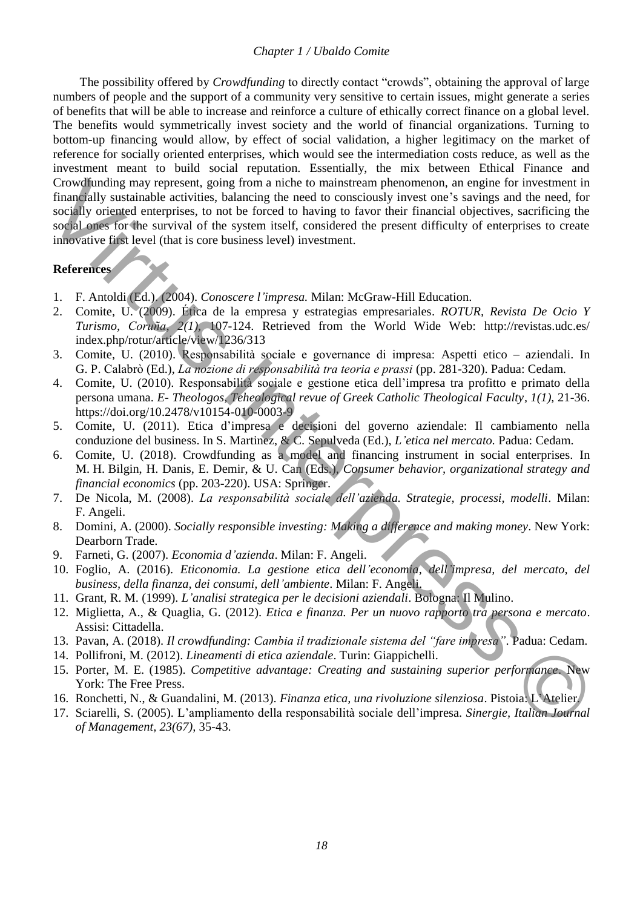The possibility offered by *Crowdfunding* to directly contact “crowds”, obtaining the approval of large numbers of people and the support of a community very sensitive to certain issues, might generate a series of benefits that will be able to increase and reinforce a culture of ethically correct finance on a global level. The benefits would symmetrically invest society and the world of financial organizations. Turning to bottom-up financing would allow, by effect of social validation, a higher legitimacy on the market of reference for socially oriented enterprises, which would see the intermediation costs reduce, as well as the investment meant to build social reputation. Essentially, the mix between Ethical Finance and Crowdfunding may represent, going from a niche to mainstream phenomenon, an engine for investment in financially sustainable activities, balancing the need to consciously invest one’s savings and the need, for socially oriented enterprises, to not be forced to having to favor their financial objectives, sacrificing the social ones for the survival of the system itself, considered the present difficulty of enterprises to create innovative first level (that is core business level) investment.

## References

1. F. Antoldi (Ed.). (2004). *Conoscere l’impresa.* Milan: McGraw-Hill Education.
2. Comite, U. (2009). Ética de la empresa y estrategias empresariales. *ROTUR, Revista De Ocio Y Turismo, Coruña, 2(1),* 107-124. Retrieved from the World Wide Web: http://revistas.udc.es/index.php/rotur/article/view/1236/313
3. Comite, U. (2010). Responsabilità sociale e governance di impresa: Aspetti etico – aziendali. In G. P. Calabrò (Ed.), *La nozione di responsabilità tra teoria e prassi* (pp. 281-320). Padua: Cedam.
4. Comite, U. (2010). Responsabilità sociale e gestione etica dell’impresa tra profitto e primato della persona umana. *E- Theologos, Teheological revue of Greek Catholic Theological Faculty, 1(1),* 21-36. https://doi.org/10.2478/v10154-010-0003-9
5. Comite, U. (2011). Etica d’impresa e decisioni del governo aziendale: Il cambiamento nella conduzione del business. In S. Martinez, & C. Sepulveda (Ed.), *L’etica nel mercato.* Padua: Cedam.
6. Comite, U. (2018). Crowdfunding as a model and financing instrument in social enterprises. In M. H. Bilgin, H. Danis, E. Demir, & U. Can (Eds.), *Consumer behavior, organizational strategy and financial economics* (pp. 203-220). USA: Springer.
7. De Nicola, M. (2008). *La responsabilità sociale dell’azienda. Strategie, processi, modelli*. Milan: F. Angeli.
8. Domini, A. (2000). *Socially responsible investing: Making a difference and making money*. New York: Dearborn Trade.
9. Farneti, G. (2007). *Economia d’azienda*. Milan: F. Angeli.
10. Foglio, A. (2016). *Eticonomia. La gestione etica dell’economia, dell’impresa, del mercato, del business, della finanza, dei consumi, dell’ambiente*. Milan: F. Angeli.
11. Grant, R. M. (1999). *L’analisi strategica per le decisioni aziendali*. Bologna: Il Mulino.
12. Miglietta, A., & Quaglia, G. (2012). *Etica e finanza. Per un nuovo rapporto tra persona e mercato*. Assisi: Cittadella.
13. Pavan, A. (2018). *Il crowdfunding: Cambia il tradizionale sistema del “fare impresa”*. Padua: Cedam.
14. Pollifroni, M. (2012). *Lineamenti di etica aziendale*. Turin: Giappichelli.
15. Porter, M. E. (1985). *Competitive advantage: Creating and sustaining superior performance*. New York: The Free Press.
16. Ronchetti, N., & Guandalini, M. (2013). *Finanza etica, una rivoluzione silenziosa*. Pistoia: L’Atelier.
17. Sciarelli, S. (2005). L’ampliamento della responsabilità sociale dell’impresa. *Sinergie, Italian Journal of Management, 23(67),* 35-43.